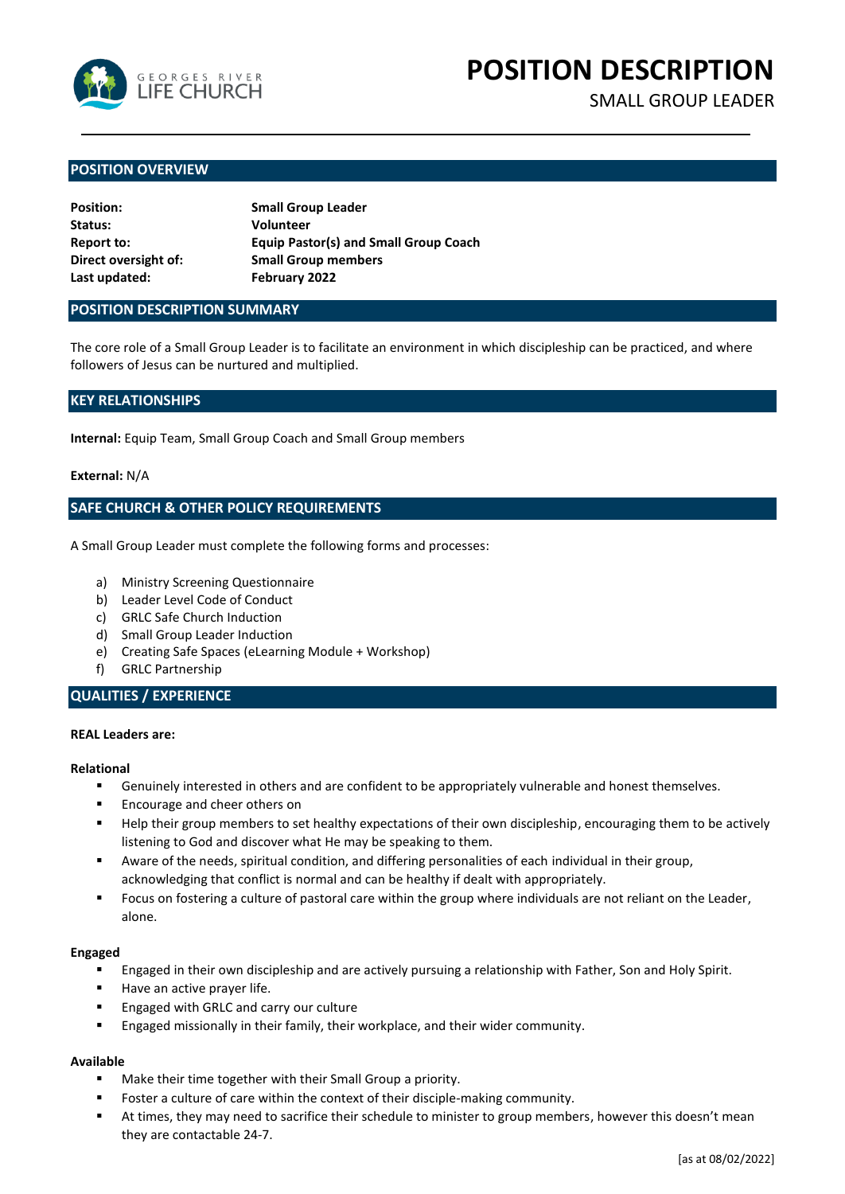GEORGES RIVER LIFE CHURCH

# POSITION DESCRIPTION

SMALL GROUP LEADER

## POSITION OVERVIEW

| | |
|---|---|
| **Position:** | **Small Group Leader** |
| **Status:** | **Volunteer** |
| **Report to:** | **Equip Pastor(s) and Small Group Coach** |
| **Direct oversight of:** | **Small Group members** |
| **Last updated:** | **February 2022** |

## POSITION DESCRIPTION SUMMARY

The core role of a Small Group Leader is to facilitate an environment in which discipleship can be practiced, and where followers of Jesus can be nurtured and multiplied.

## KEY RELATIONSHIPS

**Internal:** Equip Team, Small Group Coach and Small Group members

**External:** N/A

## SAFE CHURCH & OTHER POLICY REQUIREMENTS

A Small Group Leader must complete the following forms and processes:

a) Ministry Screening Questionnaire
b) Leader Level Code of Conduct
c) GRLC Safe Church Induction
d) Small Group Leader Induction
e) Creating Safe Spaces (eLearning Module + Workshop)
f) GRLC Partnership

## QUALITIES / EXPERIENCE

**REAL Leaders are:**

**Relational**

- Genuinely interested in others and are confident to be appropriately vulnerable and honest themselves.
- Encourage and cheer others on
- Help their group members to set healthy expectations of their own discipleship, encouraging them to be actively listening to God and discover what He may be speaking to them.
- Aware of the needs, spiritual condition, and differing personalities of each individual in their group, acknowledging that conflict is normal and can be healthy if dealt with appropriately.
- Focus on fostering a culture of pastoral care within the group where individuals are not reliant on the Leader, alone.

**Engaged**

- Engaged in their own discipleship and are actively pursuing a relationship with Father, Son and Holy Spirit.
- Have an active prayer life.
- Engaged with GRLC and carry our culture
- Engaged missionally in their family, their workplace, and their wider community.

**Available**

- Make their time together with their Small Group a priority.
- Foster a culture of care within the context of their disciple-making community.
- At times, they may need to sacrifice their schedule to minister to group members, however this doesn't mean they are contactable 24-7.

[as at 08/02/2022]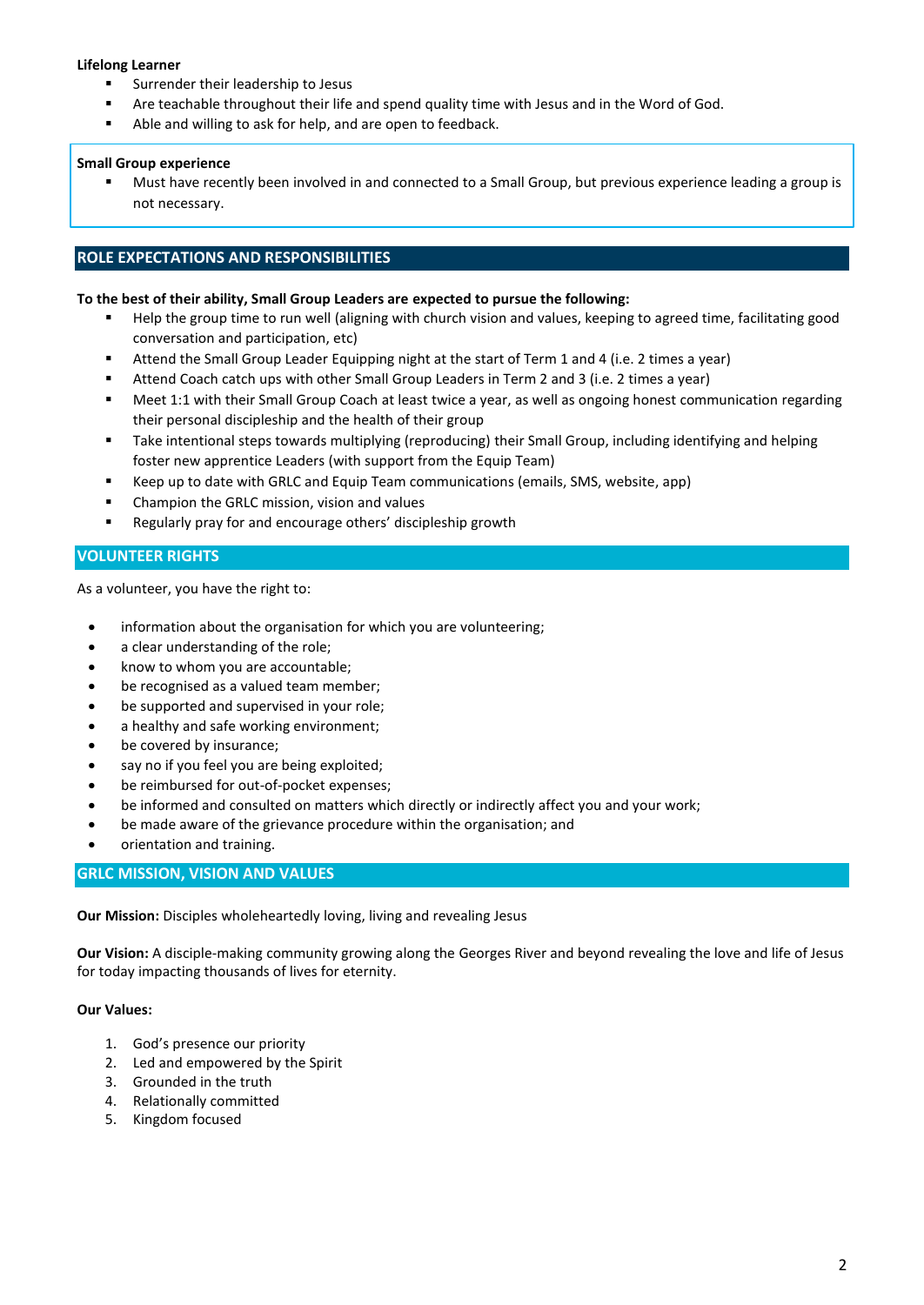**Lifelong Learner**

- Surrender their leadership to Jesus
- Are teachable throughout their life and spend quality time with Jesus and in the Word of God.
- Able and willing to ask for help, and are open to feedback.

**Small Group experience**

- Must have recently been involved in and connected to a Small Group, but previous experience leading a group is not necessary.

## ROLE EXPECTATIONS AND RESPONSIBILITIES

**To the best of their ability, Small Group Leaders are expected to pursue the following:**

- Help the group time to run well (aligning with church vision and values, keeping to agreed time, facilitating good conversation and participation, etc)
- Attend the Small Group Leader Equipping night at the start of Term 1 and 4 (i.e. 2 times a year)
- Attend Coach catch ups with other Small Group Leaders in Term 2 and 3 (i.e. 2 times a year)
- Meet 1:1 with their Small Group Coach at least twice a year, as well as ongoing honest communication regarding their personal discipleship and the health of their group
- Take intentional steps towards multiplying (reproducing) their Small Group, including identifying and helping foster new apprentice Leaders (with support from the Equip Team)
- Keep up to date with GRLC and Equip Team communications (emails, SMS, website, app)
- Champion the GRLC mission, vision and values
- Regularly pray for and encourage others' discipleship growth

## VOLUNTEER RIGHTS

As a volunteer, you have the right to:

- information about the organisation for which you are volunteering;
- a clear understanding of the role;
- know to whom you are accountable;
- be recognised as a valued team member;
- be supported and supervised in your role;
- a healthy and safe working environment;
- be covered by insurance;
- say no if you feel you are being exploited;
- be reimbursed for out-of-pocket expenses;
- be informed and consulted on matters which directly or indirectly affect you and your work;
- be made aware of the grievance procedure within the organisation; and
- orientation and training.

## GRLC MISSION, VISION AND VALUES

**Our Mission:** Disciples wholeheartedly loving, living and revealing Jesus

**Our Vision:** A disciple-making community growing along the Georges River and beyond revealing the love and life of Jesus for today impacting thousands of lives for eternity.

**Our Values:**

1. God's presence our priority
2. Led and empowered by the Spirit
3. Grounded in the truth
4. Relationally committed
5. Kingdom focused